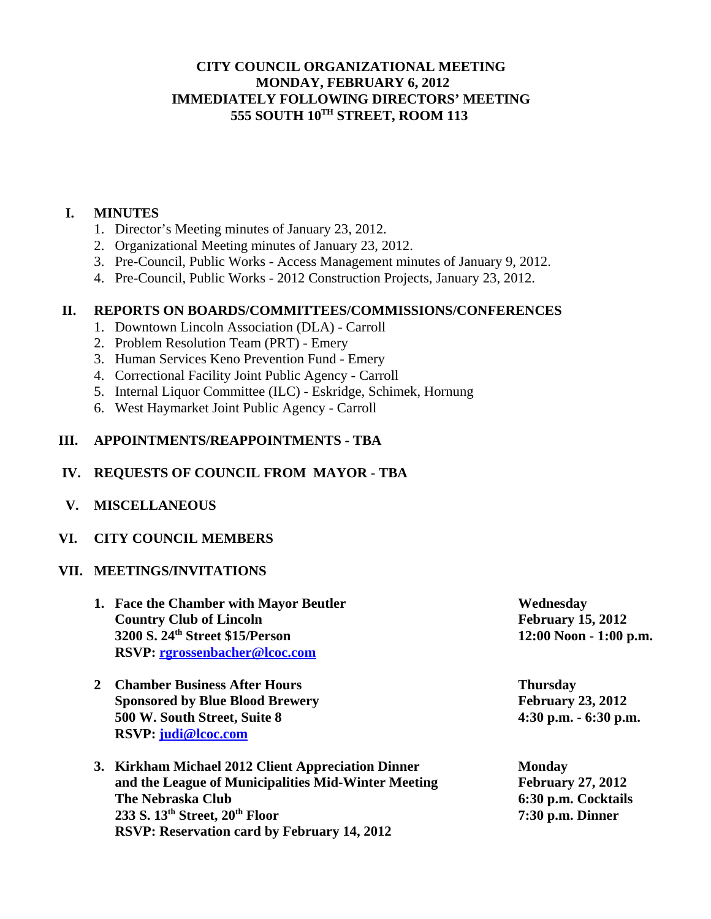# CITY COUNCIL ORGANIZATIONAL MEETING
# MONDAY, FEBRUARY 6, 2012
# IMMEDIATELY FOLLOWING DIRECTORS' MEETING
# 555 SOUTH 10TH STREET, ROOM 113

## I. MINUTES

1. Director's Meeting minutes of January 23, 2012.
2. Organizational Meeting minutes of January 23, 2012.
3. Pre-Council, Public Works - Access Management minutes of January 9, 2012.
4. Pre-Council, Public Works - 2012 Construction Projects, January 23, 2012.

## II. REPORTS ON BOARDS/COMMITTEES/COMMISSIONS/CONFERENCES

1. Downtown Lincoln Association (DLA) - Carroll
2. Problem Resolution Team (PRT) - Emery
3. Human Services Keno Prevention Fund - Emery
4. Correctional Facility Joint Public Agency - Carroll
5. Internal Liquor Committee (ILC) - Eskridge, Schimek, Hornung
6. West Haymarket Joint Public Agency - Carroll

## III. APPOINTMENTS/REAPPOINTMENTS - TBA

## IV. REQUESTS OF COUNCIL FROM MAYOR - TBA

## V. MISCELLANEOUS

## VI. CITY COUNCIL MEMBERS

## VII. MEETINGS/INVITATIONS

1. **Face the Chamber with Mayor Beutler** — **Wednesday, February 15, 2012, 12:00 Noon - 1:00 p.m.**
   **Country Club of Lincoln**
   **3200 S. 24th Street $15/Person**
   **RSVP: rgrossenbacher@lcoc.com**

2. **Chamber Business After Hours** — **Thursday, February 23, 2012, 4:30 p.m. - 6:30 p.m.**
   **Sponsored by Blue Blood Brewery**
   **500 W. South Street, Suite 8**
   **RSVP: judi@lcoc.com**

3. **Kirkham Michael 2012 Client Appreciation Dinner and the League of Municipalities Mid-Winter Meeting** — **Monday, February 27, 2012, 6:30 p.m. Cocktails, 7:30 p.m. Dinner**
   **The Nebraska Club**
   **233 S. 13th Street, 20th Floor**
   **RSVP: Reservation card by February 14, 2012**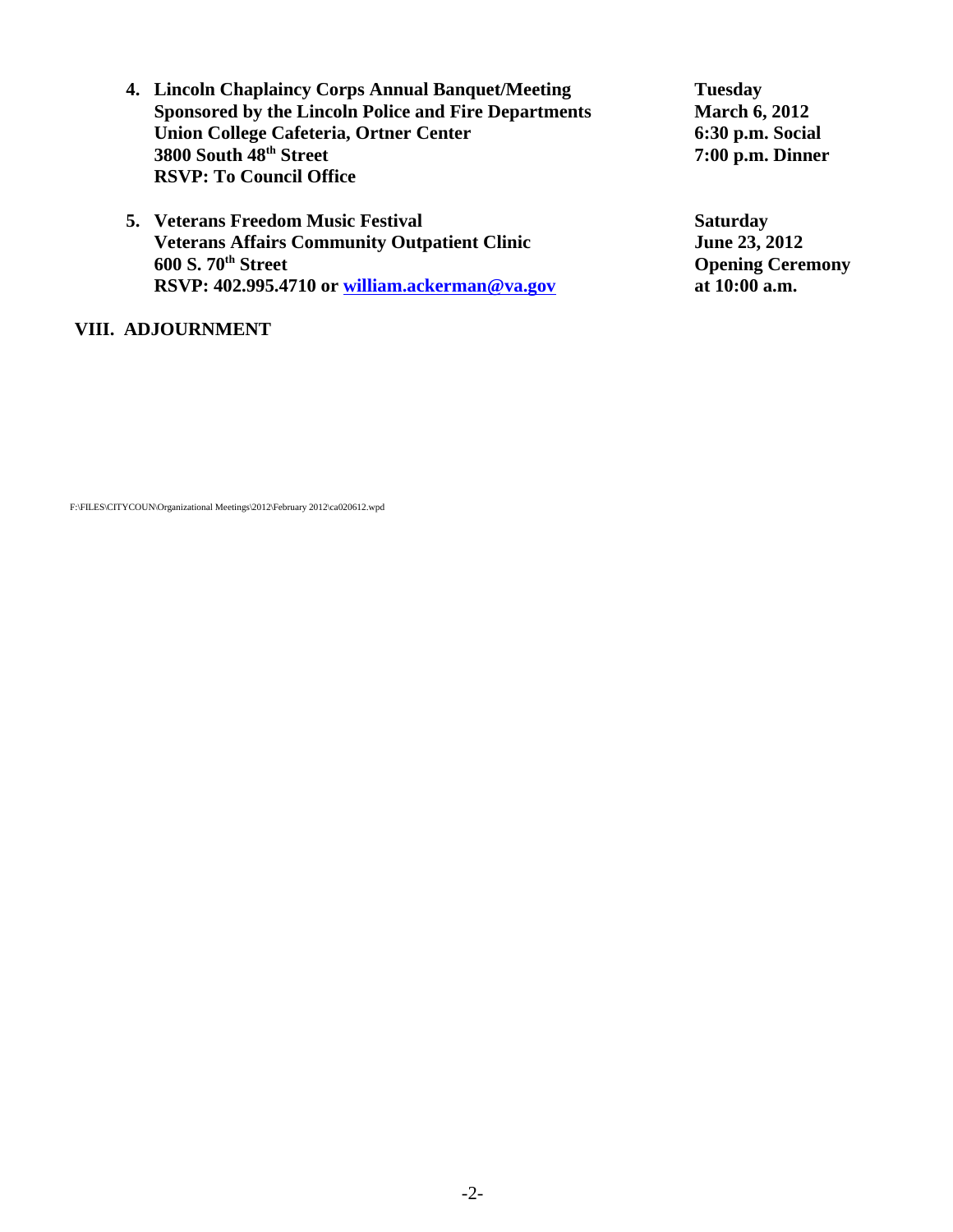4. **Lincoln Chaplaincy Corps Annual Banquet/Meeting**
   **Sponsored by the Lincoln Police and Fire Departments**
   **Union College Cafeteria, Ortner Center**
   **3800 South 48th Street**
   **RSVP: To Council Office**

   **Tuesday**
   **March 6, 2012**
   **6:30 p.m. Social**
   **7:00 p.m. Dinner**

5. **Veterans Freedom Music Festival**
   **Veterans Affairs Community Outpatient Clinic**
   **600 S. 70th Street**
   **RSVP: 402.995.4710 or william.ackerman@va.gov**

   **Saturday**
   **June 23, 2012**
   **Opening Ceremony**
   **at 10:00 a.m.**

## VIII. ADJOURNMENT

F:\FILES\CITYCOUN\Organizational Meetings\2012\February 2012\ca020612.wpd